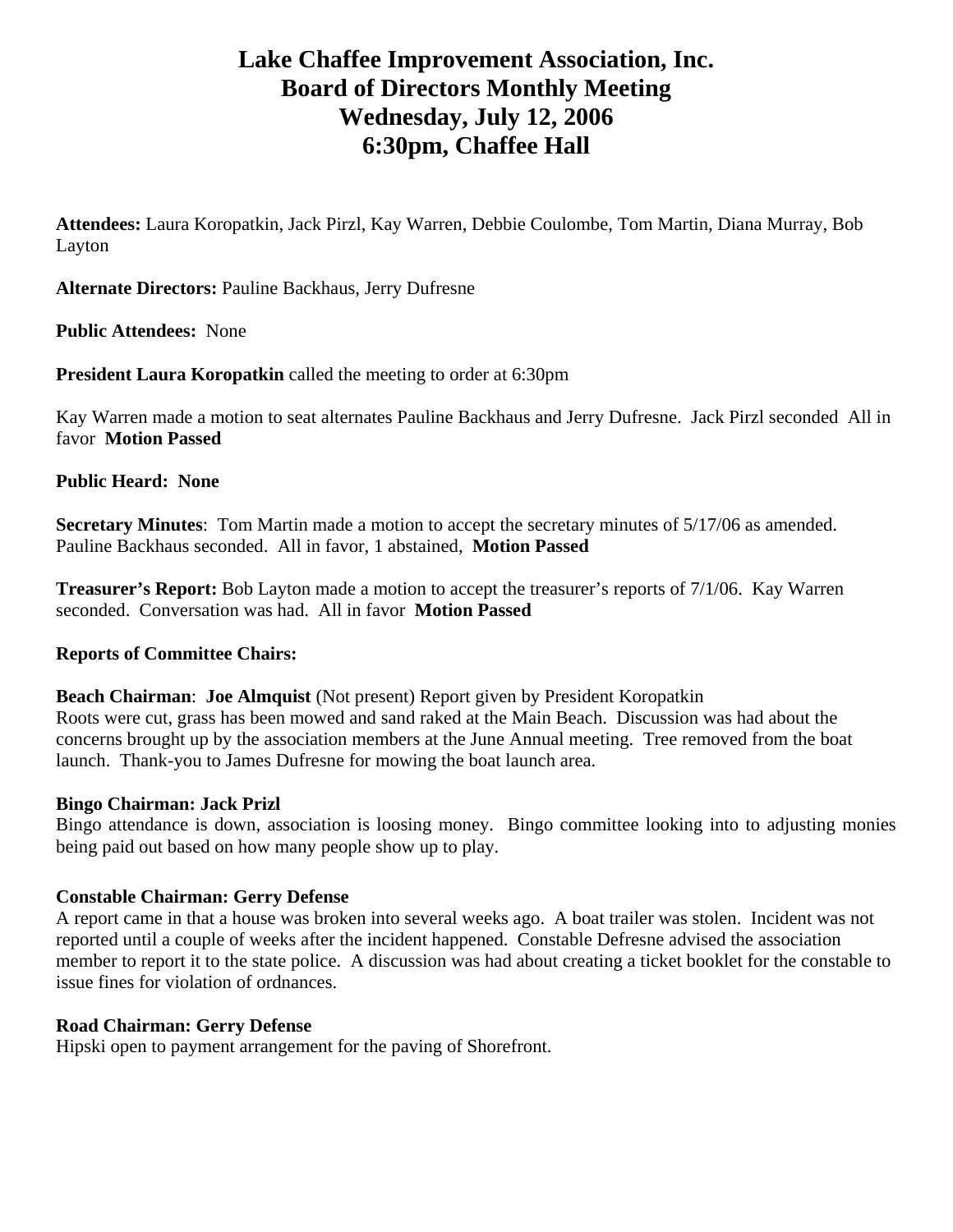# Lake Chaffee Improvement Association, Inc.
# Board of Directors Monthly Meeting
# Wednesday, July 12, 2006
# 6:30pm, Chaffee Hall

**Attendees:** Laura Koropatkin, Jack Pirzl, Kay Warren, Debbie Coulombe, Tom Martin, Diana Murray, Bob Layton

**Alternate Directors:** Pauline Backhaus, Jerry Dufresne

**Public Attendees:** None

**President Laura Koropatkin** called the meeting to order at 6:30pm

Kay Warren made a motion to seat alternates Pauline Backhaus and Jerry Dufresne. Jack Pirzl seconded All in favor **Motion Passed**

**Public Heard: None**

**Secretary Minutes**: Tom Martin made a motion to accept the secretary minutes of 5/17/06 as amended. Pauline Backhaus seconded. All in favor, 1 abstained, **Motion Passed**

**Treasurer's Report:** Bob Layton made a motion to accept the treasurer's reports of 7/1/06. Kay Warren seconded. Conversation was had. All in favor **Motion Passed**

**Reports of Committee Chairs:**

**Beach Chairman**: **Joe Almquist** (Not present) Report given by President Koropatkin
Roots were cut, grass has been mowed and sand raked at the Main Beach. Discussion was had about the concerns brought up by the association members at the June Annual meeting. Tree removed from the boat launch. Thank-you to James Dufresne for mowing the boat launch area.

**Bingo Chairman: Jack Prizl**
Bingo attendance is down, association is loosing money. Bingo committee looking into to adjusting monies being paid out based on how many people show up to play.

**Constable Chairman: Gerry Defense**
A report came in that a house was broken into several weeks ago. A boat trailer was stolen. Incident was not reported until a couple of weeks after the incident happened. Constable Defresne advised the association member to report it to the state police. A discussion was had about creating a ticket booklet for the constable to issue fines for violation of ordnances.

**Road Chairman: Gerry Defense**
Hipski open to payment arrangement for the paving of Shorefront.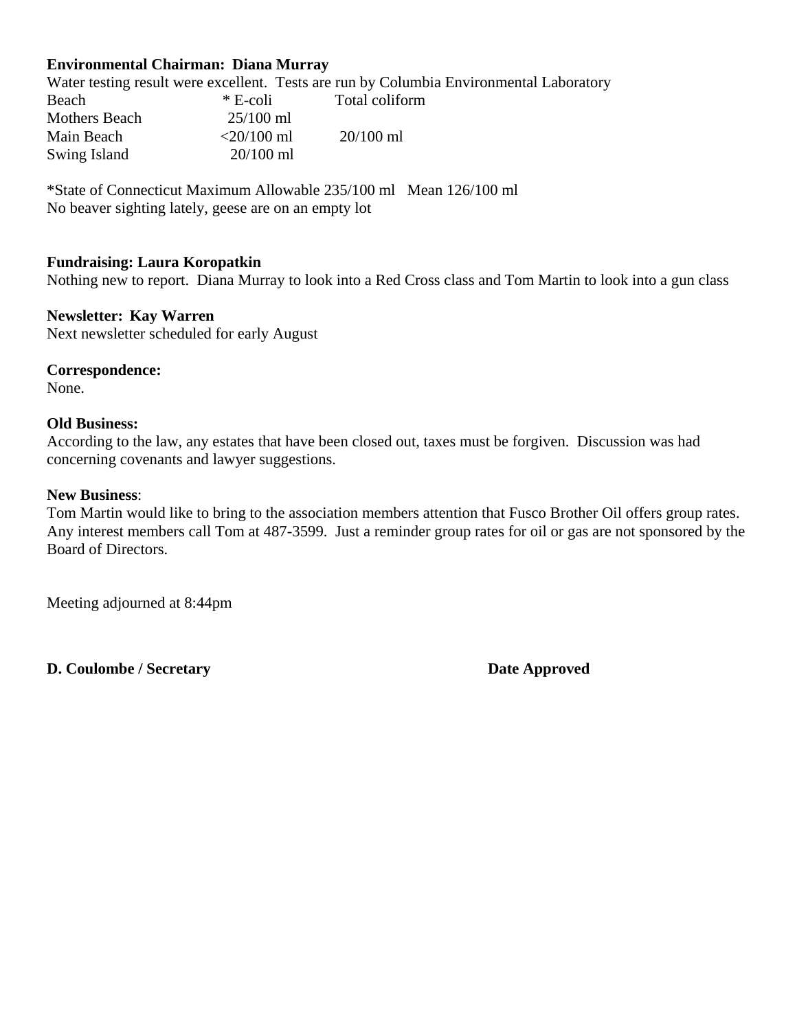**Environmental Chairman: Diana Murray**

Water testing result were excellent. Tests are run by Columbia Environmental Laboratory

| Beach | * E-coli | Total coliform |
|---|---|---|
| Mothers Beach | 25/100 ml | |
| Main Beach | <20/100 ml | 20/100 ml |
| Swing Island | 20/100 ml | |

*State of Connecticut Maximum Allowable 235/100 ml Mean 126/100 ml

No beaver sighting lately, geese are on an empty lot

**Fundraising: Laura Koropatkin**

Nothing new to report. Diana Murray to look into a Red Cross class and Tom Martin to look into a gun class

**Newsletter: Kay Warren**

Next newsletter scheduled for early August

**Correspondence:**

None.

**Old Business:**

According to the law, any estates that have been closed out, taxes must be forgiven. Discussion was had concerning covenants and lawyer suggestions.

**New Business**:

Tom Martin would like to bring to the association members attention that Fusco Brother Oil offers group rates. Any interest members call Tom at 487-3599. Just a reminder group rates for oil or gas are not sponsored by the Board of Directors.

Meeting adjourned at 8:44pm

**D. Coulombe / Secretary** **Date Approved**